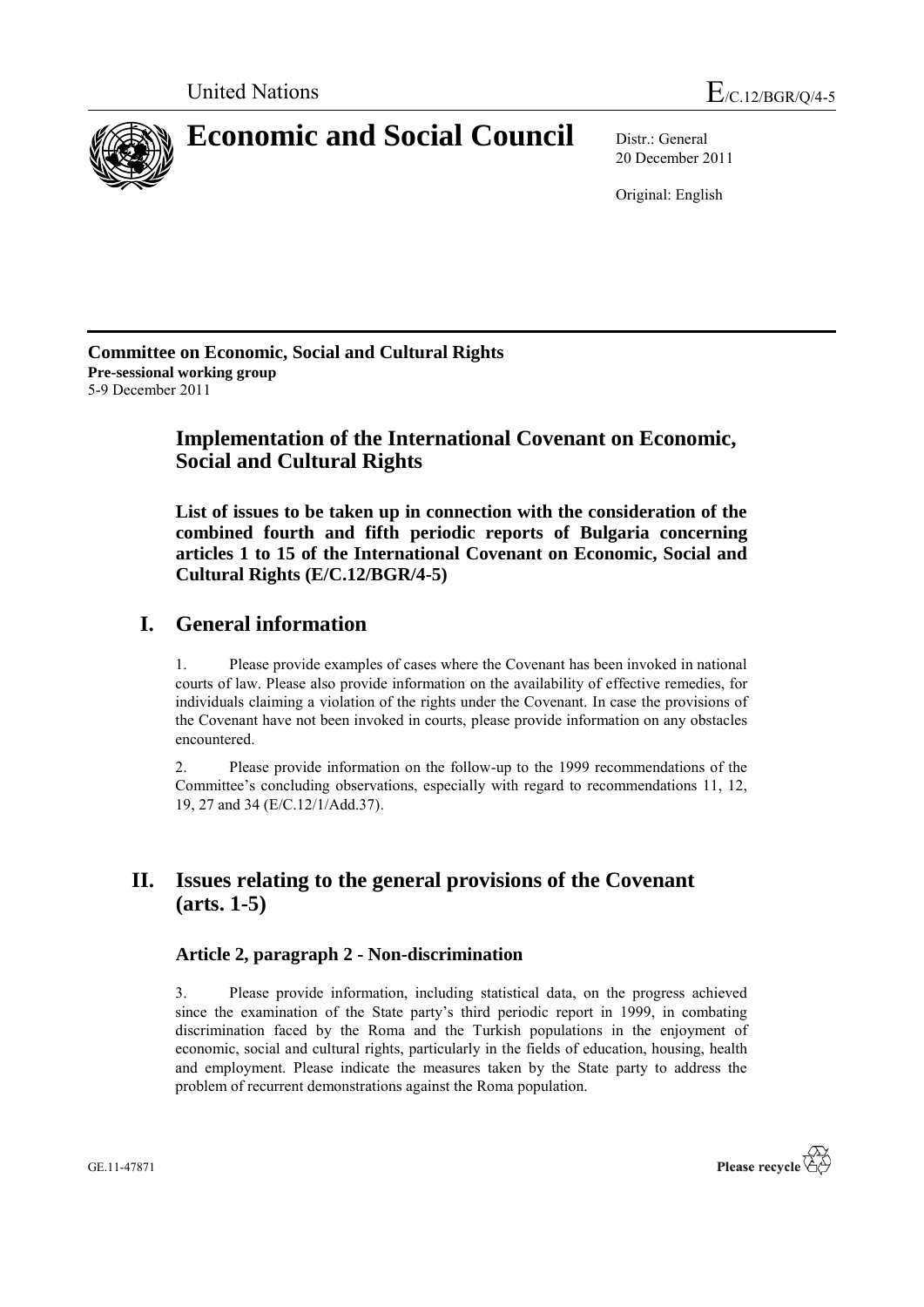United Nations E/C.12/BGR/Q/4-5

# Economic and Social Council

Distr.: General
20 December 2011

Original: English

**Committee on Economic, Social and Cultural Rights**
**Pre-sessional working group**
5-9 December 2011

## Implementation of the International Covenant on Economic, Social and Cultural Rights

**List of issues to be taken up in connection with the consideration of the combined fourth and fifth periodic reports of Bulgaria concerning articles 1 to 15 of the International Covenant on Economic, Social and Cultural Rights (E/C.12/BGR/4-5)**

## I. General information

1. Please provide examples of cases where the Covenant has been invoked in national courts of law. Please also provide information on the availability of effective remedies, for individuals claiming a violation of the rights under the Covenant. In case the provisions of the Covenant have not been invoked in courts, please provide information on any obstacles encountered.

2. Please provide information on the follow-up to the 1999 recommendations of the Committee's concluding observations, especially with regard to recommendations 11, 12, 19, 27 and 34 (E/C.12/1/Add.37).

## II. Issues relating to the general provisions of the Covenant (arts. 1-5)

### Article 2, paragraph 2 - Non-discrimination

3. Please provide information, including statistical data, on the progress achieved since the examination of the State party's third periodic report in 1999, in combating discrimination faced by the Roma and the Turkish populations in the enjoyment of economic, social and cultural rights, particularly in the fields of education, housing, health and employment. Please indicate the measures taken by the State party to address the problem of recurrent demonstrations against the Roma population.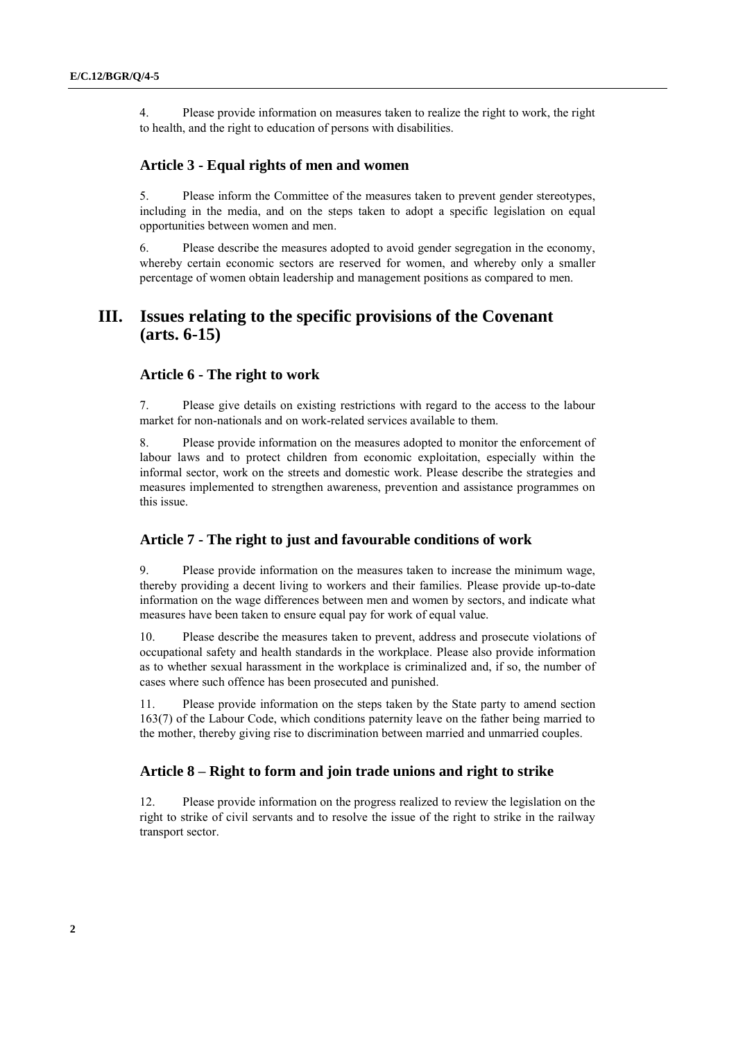4. Please provide information on measures taken to realize the right to work, the right to health, and the right to education of persons with disabilities.

### Article 3 - Equal rights of men and women

5. Please inform the Committee of the measures taken to prevent gender stereotypes, including in the media, and on the steps taken to adopt a specific legislation on equal opportunities between women and men.

6. Please describe the measures adopted to avoid gender segregation in the economy, whereby certain economic sectors are reserved for women, and whereby only a smaller percentage of women obtain leadership and management positions as compared to men.

## III. Issues relating to the specific provisions of the Covenant (arts. 6-15)

### Article 6 - The right to work

7. Please give details on existing restrictions with regard to the access to the labour market for non-nationals and on work-related services available to them.

8. Please provide information on the measures adopted to monitor the enforcement of labour laws and to protect children from economic exploitation, especially within the informal sector, work on the streets and domestic work. Please describe the strategies and measures implemented to strengthen awareness, prevention and assistance programmes on this issue.

### Article 7 - The right to just and favourable conditions of work

9. Please provide information on the measures taken to increase the minimum wage, thereby providing a decent living to workers and their families. Please provide up-to-date information on the wage differences between men and women by sectors, and indicate what measures have been taken to ensure equal pay for work of equal value.

10. Please describe the measures taken to prevent, address and prosecute violations of occupational safety and health standards in the workplace. Please also provide information as to whether sexual harassment in the workplace is criminalized and, if so, the number of cases where such offence has been prosecuted and punished.

11. Please provide information on the steps taken by the State party to amend section 163(7) of the Labour Code, which conditions paternity leave on the father being married to the mother, thereby giving rise to discrimination between married and unmarried couples.

### Article 8 – Right to form and join trade unions and right to strike

12. Please provide information on the progress realized to review the legislation on the right to strike of civil servants and to resolve the issue of the right to strike in the railway transport sector.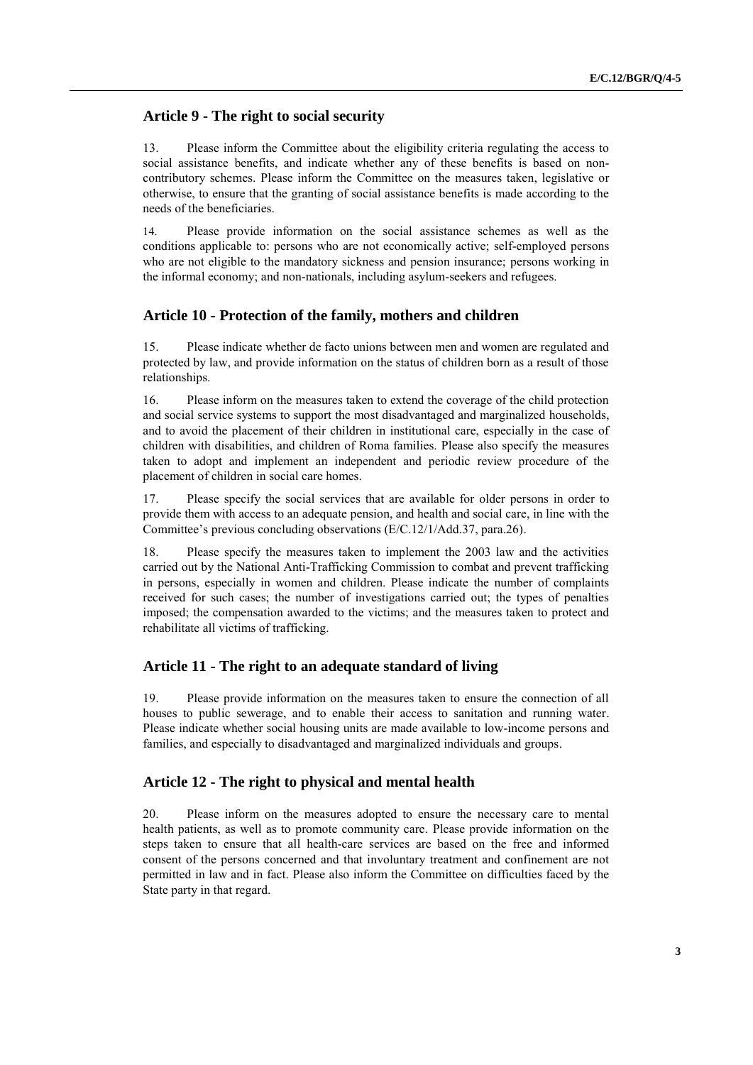## Article 9 - The right to social security

13. Please inform the Committee about the eligibility criteria regulating the access to social assistance benefits, and indicate whether any of these benefits is based on non-contributory schemes. Please inform the Committee on the measures taken, legislative or otherwise, to ensure that the granting of social assistance benefits is made according to the needs of the beneficiaries.

14. Please provide information on the social assistance schemes as well as the conditions applicable to: persons who are not economically active; self-employed persons who are not eligible to the mandatory sickness and pension insurance; persons working in the informal economy; and non-nationals, including asylum-seekers and refugees.

## Article 10 - Protection of the family, mothers and children

15. Please indicate whether de facto unions between men and women are regulated and protected by law, and provide information on the status of children born as a result of those relationships.

16. Please inform on the measures taken to extend the coverage of the child protection and social service systems to support the most disadvantaged and marginalized households, and to avoid the placement of their children in institutional care, especially in the case of children with disabilities, and children of Roma families. Please also specify the measures taken to adopt and implement an independent and periodic review procedure of the placement of children in social care homes.

17. Please specify the social services that are available for older persons in order to provide them with access to an adequate pension, and health and social care, in line with the Committee's previous concluding observations (E/C.12/1/Add.37, para.26).

18. Please specify the measures taken to implement the 2003 law and the activities carried out by the National Anti-Trafficking Commission to combat and prevent trafficking in persons, especially in women and children. Please indicate the number of complaints received for such cases; the number of investigations carried out; the types of penalties imposed; the compensation awarded to the victims; and the measures taken to protect and rehabilitate all victims of trafficking.

## Article 11 - The right to an adequate standard of living

19. Please provide information on the measures taken to ensure the connection of all houses to public sewerage, and to enable their access to sanitation and running water. Please indicate whether social housing units are made available to low-income persons and families, and especially to disadvantaged and marginalized individuals and groups.

## Article 12 - The right to physical and mental health

20. Please inform on the measures adopted to ensure the necessary care to mental health patients, as well as to promote community care. Please provide information on the steps taken to ensure that all health-care services are based on the free and informed consent of the persons concerned and that involuntary treatment and confinement are not permitted in law and in fact. Please also inform the Committee on difficulties faced by the State party in that regard.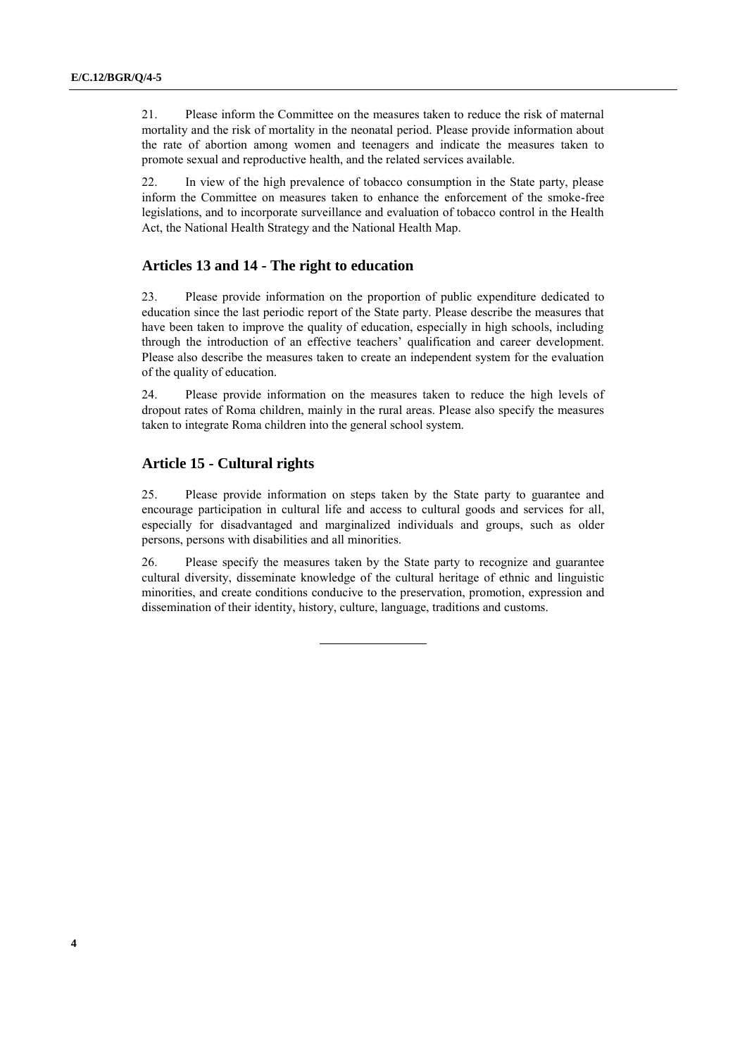21. Please inform the Committee on the measures taken to reduce the risk of maternal mortality and the risk of mortality in the neonatal period. Please provide information about the rate of abortion among women and teenagers and indicate the measures taken to promote sexual and reproductive health, and the related services available.

22. In view of the high prevalence of tobacco consumption in the State party, please inform the Committee on measures taken to enhance the enforcement of the smoke-free legislations, and to incorporate surveillance and evaluation of tobacco control in the Health Act, the National Health Strategy and the National Health Map.

## Articles 13 and 14 - The right to education

23. Please provide information on the proportion of public expenditure dedicated to education since the last periodic report of the State party. Please describe the measures that have been taken to improve the quality of education, especially in high schools, including through the introduction of an effective teachers' qualification and career development. Please also describe the measures taken to create an independent system for the evaluation of the quality of education.

24. Please provide information on the measures taken to reduce the high levels of dropout rates of Roma children, mainly in the rural areas. Please also specify the measures taken to integrate Roma children into the general school system.

## Article 15 - Cultural rights

25. Please provide information on steps taken by the State party to guarantee and encourage participation in cultural life and access to cultural goods and services for all, especially for disadvantaged and marginalized individuals and groups, such as older persons, persons with disabilities and all minorities.

26. Please specify the measures taken by the State party to recognize and guarantee cultural diversity, disseminate knowledge of the cultural heritage of ethnic and linguistic minorities, and create conditions conducive to the preservation, promotion, expression and dissemination of their identity, history, culture, language, traditions and customs.